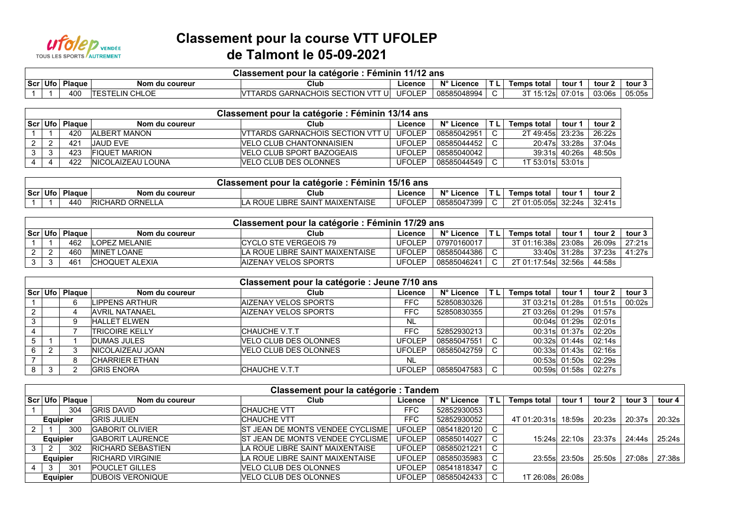# Classement pour la course VTT UFOLEP de Talmont le 05-09-2021

| Classement pour la catégorie : Féminin 11/12 ans | | | | | | | | | | | |
|---|---|---|---|---|---|---|---|---|---|---|---|
| Scr | Ufo | Plaque | Nom du coureur | Club | Licence | N° Licence | T L | Temps total | tour 1 | tour 2 | tour 3 |
| 1 | 1 | 400 | TESTELIN CHLOE | VTTARDS GARNACHOIS SECTION VTT U | UFOLEP | 08585048994 | C | 3T 15:12s | 07:01s | 03:06s | 05:05s |

| Classement pour la catégorie : Féminin 13/14 ans | | | | | | | | | | |
|---|---|---|---|---|---|---|---|---|---|---|
| Scr | Ufo | Plaque | Nom du coureur | Club | Licence | N° Licence | T L | Temps total | tour 1 | tour 2 |
| 1 | 1 | 420 | ALBERT MANON | VTTARDS GARNACHOIS SECTION VTT U | UFOLEP | 08585042951 | C | 2T 49:45s | 23:23s | 26:22s |
| 2 | 2 | 421 | JAUD EVE | VELO CLUB CHANTONNAISIEN | UFOLEP | 08585044452 | C | 20:47s | 33:28s | 37:04s |
| 3 | 3 | 423 | FIQUET MARION | VELO CLUB SPORT BAZOGEAIS | UFOLEP | 08585040042 | | 39:31s | 40:26s | 48:50s |
| 4 | 4 | 422 | NICOLAIZEAU LOUNA | VELO CLUB DES OLONNES | UFOLEP | 08585044549 | C | 1T 53:01s | 53:01s | |

| Classement pour la catégorie : Féminin 15/16 ans | | | | | | | | | | |
|---|---|---|---|---|---|---|---|---|---|---|
| Scr | Ufo | Plaque | Nom du coureur | Club | Licence | N° Licence | T L | Temps total | tour 1 | tour 2 |
| 1 | 1 | 440 | RICHARD ORNELLA | LA ROUE LIBRE SAINT MAIXENTAISE | UFOLEP | 08585047399 | C | 2T 01:05:05s | 32:24s | 32:41s |

| Classement pour la catégorie : Féminin 17/29 ans | | | | | | | | | | | |
|---|---|---|---|---|---|---|---|---|---|---|---|
| Scr | Ufo | Plaque | Nom du coureur | Club | Licence | N° Licence | T L | Temps total | tour 1 | tour 2 | tour 3 |
| 1 | 1 | 462 | LOPEZ MELANIE | CYCLO STE VERGEOIS 79 | UFOLEP | 07970160017 | | 3T 01:16:38s | 23:08s | 26:09s | 27:21s |
| 2 | 2 | 460 | MINET LOANE | LA ROUE LIBRE SAINT MAIXENTAISE | UFOLEP | 08585044386 | C | 33:40s | 31:28s | 37:23s | 41:27s |
| 3 | 3 | 461 | CHOQUET ALEXIA | AIZENAY VELOS SPORTS | UFOLEP | 08585046241 | C | 2T 01:17:54s | 32:56s | 44:58s | |

| Classement pour la catégorie : Jeune 7/10 ans | | | | | | | | | | | |
|---|---|---|---|---|---|---|---|---|---|---|---|
| Scr | Ufo | Plaque | Nom du coureur | Club | Licence | N° Licence | T L | Temps total | tour 1 | tour 2 | tour 3 |
| 1 | | 6 | LIPPENS ARTHUR | AIZENAY VELOS SPORTS | FFC | 52850830326 | | 3T 03:21s | 01:28s | 01:51s | 00:02s |
| 2 | | 4 | AVRIL NATANAEL | AIZENAY VELOS SPORTS | FFC | 52850830355 | | 2T 03:26s | 01:29s | 01:57s | |
| 3 | | 9 | HALLET ELWEN | | NL | | | 00:04s | 01:29s | 02:01s | |
| 4 | | 7 | TRICOIRE KELLY | CHAUCHE V.T.T | FFC | 52852930213 | | 00:31s | 01:37s | 02:20s | |
| 5 | 1 | 1 | DUMAS JULES | VELO CLUB DES OLONNES | UFOLEP | 08585047551 | C | 00:32s | 01:44s | 02:14s | |
| 6 | 2 | 3 | NICOLAIZEAU JOAN | VELO CLUB DES OLONNES | UFOLEP | 08585042759 | C | 00:33s | 01:43s | 02:16s | |
| 7 | | 8 | CHARRIER ETHAN | | NL | | | 00:53s | 01:50s | 02:29s | |
| 8 | 3 | 2 | GRIS ENORA | CHAUCHE V.T.T | UFOLEP | 08585047583 | C | 00:59s | 01:58s | 02:27s | |

| Classement pour la catégorie : Tandem | | | | | | | | | | | | |
|---|---|---|---|---|---|---|---|---|---|---|---|---|
| Scr | Ufo | Plaque | Nom du coureur | Club | Licence | N° Licence | T L | Temps total | tour 1 | tour 2 | tour 3 | tour 4 |
| 1 | | 304 | GRIS DAVID | CHAUCHE VTT | FFC | 52852930053 | | | | | | |
| Equipier | | | GRIS JULIEN | CHAUCHE VTT | FFC | 52852930052 | | 4T 01:20:31s | 18:59s | 20:23s | 20:37s | 20:32s |
| 2 | 1 | 300 | GABORIT OLIVIER | ST JEAN DE MONTS VENDEE CYCLISME | UFOLEP | 08541820120 | C | | | | | |
| Equipier | | | GABORIT LAURENCE | ST JEAN DE MONTS VENDEE CYCLISME | UFOLEP | 08585014027 | C | 15:24s | 22:10s | 23:37s | 24:44s | 25:24s |
| 3 | 2 | 302 | RICHARD SEBASTIEN | LA ROUE LIBRE SAINT MAIXENTAISE | UFOLEP | 08585021221 | C | | | | | |
| Equipier | | | RICHARD VIRGINIE | LA ROUE LIBRE SAINT MAIXENTAISE | UFOLEP | 08585035983 | C | 23:55s | 23:50s | 25:50s | 27:08s | 27:38s |
| 4 | 3 | 301 | POUCLET GILLES | VELO CLUB DES OLONNES | UFOLEP | 08541818347 | C | | | | | |
| Equipier | | | DUBOIS VERONIQUE | VELO CLUB DES OLONNES | UFOLEP | 08585042433 | C | 1T 26:08s | 26:08s | | | |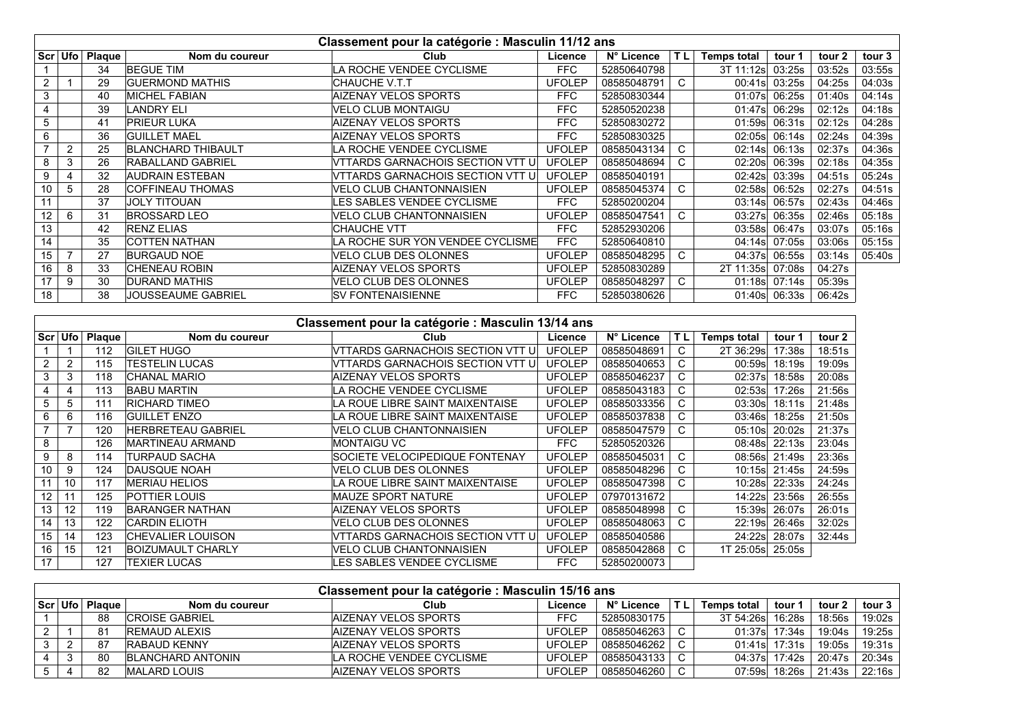## Classement pour la catégorie : Masculin 11/12 ans

| Scr | Ufo | Plaque | Nom du coureur | Club | Licence | N° Licence | T L | Temps total | tour 1 | tour 2 | tour 3 |
|---|---|---|---|---|---|---|---|---|---|---|---|
| 1 | | 34 | BEGUE TIM | LA ROCHE VENDEE CYCLISME | FFC | 52850640798 | | 3T 11:12s | 03:25s | 03:52s | 03:55s |
| 2 | 1 | 29 | GUERMOND MATHIS | CHAUCHE V.T.T | UFOLEP | 08585048791 | C | 00:41s | 03:25s | 04:25s | 04:03s |
| 3 | | 40 | MICHEL FABIAN | AIZENAY VELOS SPORTS | FFC | 52850830344 | | 01:07s | 06:25s | 01:40s | 04:14s |
| 4 | | 39 | LANDRY ELI | VELO CLUB MONTAIGU | FFC | 52850520238 | | 01:47s | 06:29s | 02:12s | 04:18s |
| 5 | | 41 | PRIEUR LUKA | AIZENAY VELOS SPORTS | FFC | 52850830272 | | 01:59s | 06:31s | 02:12s | 04:28s |
| 6 | | 36 | GUILLET MAEL | AIZENAY VELOS SPORTS | FFC | 52850830325 | | 02:05s | 06:14s | 02:24s | 04:39s |
| 7 | 2 | 25 | BLANCHARD THIBAULT | LA ROCHE VENDEE CYCLISME | UFOLEP | 08585043134 | C | 02:14s | 06:13s | 02:37s | 04:36s |
| 8 | 3 | 26 | RABALLAND GABRIEL | VTTARDS GARNACHOIS SECTION VTT U | UFOLEP | 08585048694 | C | 02:20s | 06:39s | 02:18s | 04:35s |
| 9 | 4 | 32 | AUDRAIN ESTEBAN | VTTARDS GARNACHOIS SECTION VTT U | UFOLEP | 08585040191 | | 02:42s | 03:39s | 04:51s | 05:24s |
| 10 | 5 | 28 | COFFINEAU THOMAS | VELO CLUB CHANTONNAISIEN | UFOLEP | 08585045374 | C | 02:58s | 06:52s | 02:27s | 04:51s |
| 11 | | 37 | JOLY TITOUAN | LES SABLES VENDEE CYCLISME | FFC | 52850200204 | | 03:14s | 06:57s | 02:43s | 04:46s |
| 12 | 6 | 31 | BROSSARD LEO | VELO CLUB CHANTONNAISIEN | UFOLEP | 08585047541 | C | 03:27s | 06:35s | 02:46s | 05:18s |
| 13 | | 42 | RENZ ELIAS | CHAUCHE VTT | FFC | 52852930206 | | 03:58s | 06:47s | 03:07s | 05:16s |
| 14 | | 35 | COTTEN NATHAN | LA ROCHE SUR YON VENDEE CYCLISME | FFC | 52850640810 | | 04:14s | 07:05s | 03:06s | 05:15s |
| 15 | 7 | 27 | BURGAUD NOE | VELO CLUB DES OLONNES | UFOLEP | 08585048295 | C | 04:37s | 06:55s | 03:14s | 05:40s |
| 16 | 8 | 33 | CHENEAU ROBIN | AIZENAY VELOS SPORTS | UFOLEP | 52850830289 | | 2T 11:35s | 07:08s | 04:27s | |
| 17 | 9 | 30 | DURAND MATHIS | VELO CLUB DES OLONNES | UFOLEP | 08585048297 | C | 01:18s | 07:14s | 05:39s | |
| 18 | | 38 | JOUSSEAUME GABRIEL | SV FONTENAISIENNE | FFC | 52850380626 | | 01:40s | 06:33s | 06:42s | |

## Classement pour la catégorie : Masculin 13/14 ans

| Scr | Ufo | Plaque | Nom du coureur | Club | Licence | N° Licence | T L | Temps total | tour 1 | tour 2 |
|---|---|---|---|---|---|---|---|---|---|---|
| 1 | 1 | 112 | GILET HUGO | VTTARDS GARNACHOIS SECTION VTT U | UFOLEP | 08585048691 | C | 2T 36:29s | 17:38s | 18:51s |
| 2 | 2 | 115 | TESTELIN LUCAS | VTTARDS GARNACHOIS SECTION VTT U | UFOLEP | 08585040653 | C | 00:59s | 18:19s | 19:09s |
| 3 | 3 | 118 | CHANAL MARIO | AIZENAY VELOS SPORTS | UFOLEP | 08585046237 | C | 02:37s | 18:58s | 20:08s |
| 4 | 4 | 113 | BABU MARTIN | LA ROCHE VENDEE CYCLISME | UFOLEP | 08585043183 | C | 02:53s | 17:26s | 21:56s |
| 5 | 5 | 111 | RICHARD TIMEO | LA ROUE LIBRE SAINT MAIXENTAISE | UFOLEP | 08585033356 | C | 03:30s | 18:11s | 21:48s |
| 6 | 6 | 116 | GUILLET ENZO | LA ROUE LIBRE SAINT MAIXENTAISE | UFOLEP | 08585037838 | C | 03:46s | 18:25s | 21:50s |
| 7 | 7 | 120 | HERBRETEAU GABRIEL | VELO CLUB CHANTONNAISIEN | UFOLEP | 08585047579 | C | 05:10s | 20:02s | 21:37s |
| 8 | | 126 | MARTINEAU ARMAND | MONTAIGU VC | FFC | 52850520326 | | 08:48s | 22:13s | 23:04s |
| 9 | 8 | 114 | TURPAUD SACHA | SOCIETE VELOCIPEDIQUE FONTENAY | UFOLEP | 08585045031 | C | 08:56s | 21:49s | 23:36s |
| 10 | 9 | 124 | DAUSQUE NOAH | VELO CLUB DES OLONNES | UFOLEP | 08585048296 | C | 10:15s | 21:45s | 24:59s |
| 11 | 10 | 117 | MERIAU HELIOS | LA ROUE LIBRE SAINT MAIXENTAISE | UFOLEP | 08585047398 | C | 10:28s | 22:33s | 24:24s |
| 12 | 11 | 125 | POTTIER LOUIS | MAUZE SPORT NATURE | UFOLEP | 07970131672 | | 14:22s | 23:56s | 26:55s |
| 13 | 12 | 119 | BARANGER NATHAN | AIZENAY VELOS SPORTS | UFOLEP | 08585048998 | C | 15:39s | 26:07s | 26:01s |
| 14 | 13 | 122 | CARDIN ELIOTH | VELO CLUB DES OLONNES | UFOLEP | 08585048063 | C | 22:19s | 26:46s | 32:02s |
| 15 | 14 | 123 | CHEVALIER LOUISON | VTTARDS GARNACHOIS SECTION VTT U | UFOLEP | 08585040586 | | 24:22s | 28:07s | 32:44s |
| 16 | 15 | 121 | BOIZUMAULT CHARLY | VELO CLUB CHANTONNAISIEN | UFOLEP | 08585042868 | C | 1T 25:05s | 25:05s | |
| 17 | | 127 | TEXIER LUCAS | LES SABLES VENDEE CYCLISME | FFC | 52850200073 | | | | |

## Classement pour la catégorie : Masculin 15/16 ans

| Scr | Ufo | Plaque | Nom du coureur | Club | Licence | N° Licence | T L | Temps total | tour 1 | tour 2 | tour 3 |
|---|---|---|---|---|---|---|---|---|---|---|---|
| 1 | | 88 | CROISE GABRIEL | AIZENAY VELOS SPORTS | FFC | 52850830175 | | 3T 54:26s | 16:28s | 18:56s | 19:02s |
| 2 | 1 | 81 | REMAUD ALEXIS | AIZENAY VELOS SPORTS | UFOLEP | 08585046263 | C | 01:37s | 17:34s | 19:04s | 19:25s |
| 3 | 2 | 87 | RABAUD KENNY | AIZENAY VELOS SPORTS | UFOLEP | 08585046262 | C | 01:41s | 17:31s | 19:05s | 19:31s |
| 4 | 3 | 80 | BLANCHARD ANTONIN | LA ROCHE VENDEE CYCLISME | UFOLEP | 08585043133 | C | 04:37s | 17:42s | 20:47s | 20:34s |
| 5 | 4 | 82 | MALARD LOUIS | AIZENAY VELOS SPORTS | UFOLEP | 08585046260 | C | 07:59s | 18:26s | 21:43s | 22:16s |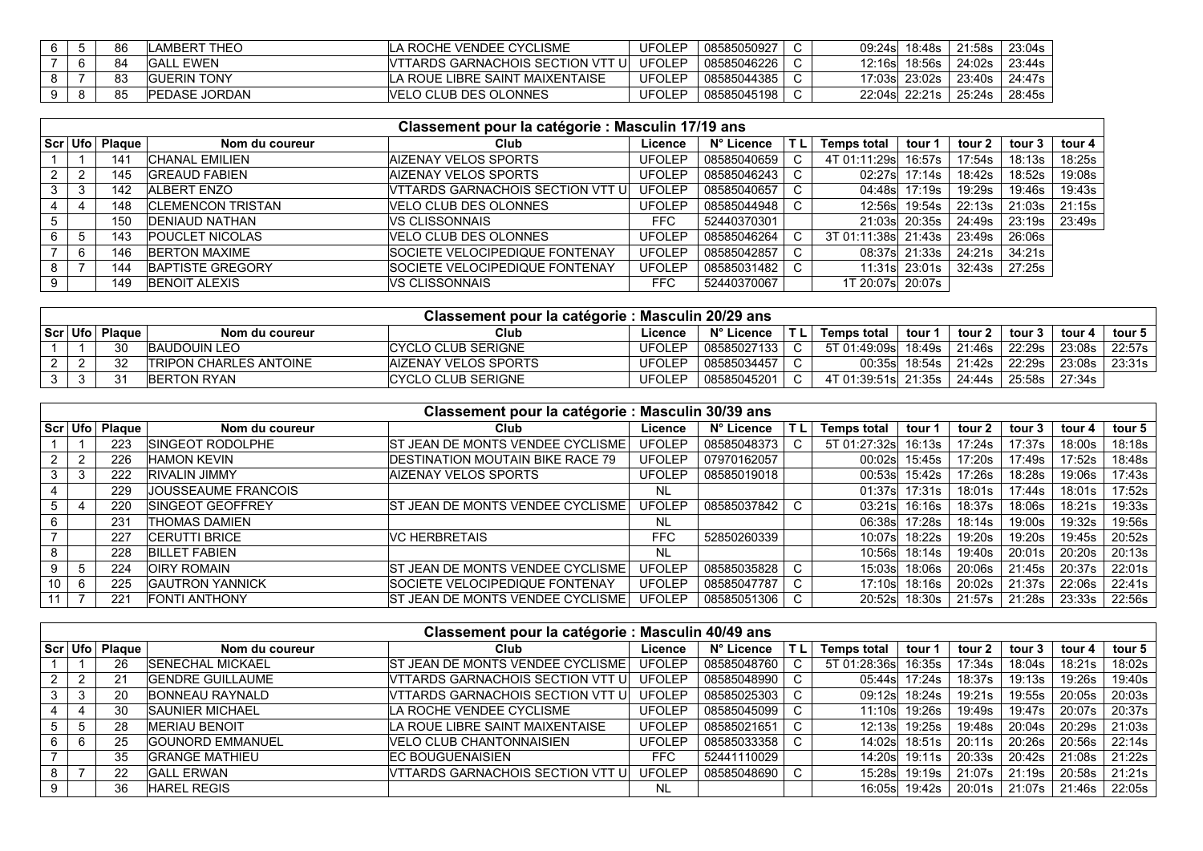| | | | | | | | | | | | | |
|---|---|---|---|---|---|---|---|---|---|---|---|---|
| 6 | 5 | 86 | LAMBERT THEO | LA ROCHE VENDEE CYCLISME | UFOLEP | 08585050927 | C | 09:24s | 18:48s | 21:58s | 23:04s |
| 7 | 6 | 84 | GALL EWEN | VTTARDS GARNACHOIS SECTION VTT U | UFOLEP | 08585046226 | C | 12:16s | 18:56s | 24:02s | 23:44s |
| 8 | 7 | 83 | GUERIN TONY | LA ROUE LIBRE SAINT MAIXENTAISE | UFOLEP | 08585044385 | C | 17:03s | 23:02s | 23:40s | 24:47s |
| 9 | 8 | 85 | PEDASE JORDAN | VELO CLUB DES OLONNES | UFOLEP | 08585045198 | C | 22:04s | 22:21s | 25:24s | 28:45s |

## Classement pour la catégorie : Masculin 17/19 ans

| Scr | Ufo | Plaque | Nom du coureur | Club | Licence | N° Licence | T L | Temps total | tour 1 | tour 2 | tour 3 | tour 4 |
|---|---|---|---|---|---|---|---|---|---|---|---|---|
| 1 | 1 | 141 | CHANAL EMILIEN | AIZENAY VELOS SPORTS | UFOLEP | 08585040659 | C | 4T 01:11:29s | 16:57s | 17:54s | 18:13s | 18:25s |
| 2 | 2 | 145 | GREAUD FABIEN | AIZENAY VELOS SPORTS | UFOLEP | 08585046243 | C | 02:27s | 17:14s | 18:42s | 18:52s | 19:08s |
| 3 | 3 | 142 | ALBERT ENZO | VTTARDS GARNACHOIS SECTION VTT U | UFOLEP | 08585040657 | C | 04:48s | 17:19s | 19:29s | 19:46s | 19:43s |
| 4 | 4 | 148 | CLEMENCON TRISTAN | VELO CLUB DES OLONNES | UFOLEP | 08585044948 | C | 12:56s | 19:54s | 22:13s | 21:03s | 21:15s |
| 5 | | 150 | DENIAUD NATHAN | VS CLISSONNAIS | FFC | 52440370301 | | 21:03s | 20:35s | 24:49s | 23:19s | 23:49s |
| 6 | 5 | 143 | POUCLET NICOLAS | VELO CLUB DES OLONNES | UFOLEP | 08585046264 | C | 3T 01:11:38s | 21:43s | 23:49s | 26:06s | |
| 7 | 6 | 146 | BERTON MAXIME | SOCIETE VELOCIPEDIQUE FONTENAY | UFOLEP | 08585042857 | C | 08:37s | 21:33s | 24:21s | 34:21s | |
| 8 | 7 | 144 | BAPTISTE GREGORY | SOCIETE VELOCIPEDIQUE FONTENAY | UFOLEP | 08585031482 | C | 11:31s | 23:01s | 32:43s | 27:25s | |
| 9 | | 149 | BENOIT ALEXIS | VS CLISSONNAIS | FFC | 52440370067 | | 1T 20:07s | 20:07s | | | |

## Classement pour la catégorie : Masculin 20/29 ans

| Scr | Ufo | Plaque | Nom du coureur | Club | Licence | N° Licence | T L | Temps total | tour 1 | tour 2 | tour 3 | tour 4 | tour 5 |
|---|---|---|---|---|---|---|---|---|---|---|---|---|---|
| 1 | 1 | 30 | BAUDOUIN LEO | CYCLO CLUB SERIGNE | UFOLEP | 08585027133 | C | 5T 01:49:09s | 18:49s | 21:46s | 22:29s | 23:08s | 22:57s |
| 2 | 2 | 32 | TRIPON CHARLES ANTOINE | AIZENAY VELOS SPORTS | UFOLEP | 08585034457 | C | 00:35s | 18:54s | 21:42s | 22:29s | 23:08s | 23:31s |
| 3 | 3 | 31 | BERTON RYAN | CYCLO CLUB SERIGNE | UFOLEP | 08585045201 | C | 4T 01:39:51s | 21:35s | 24:44s | 25:58s | 27:34s | |

## Classement pour la catégorie : Masculin 30/39 ans

| Scr | Ufo | Plaque | Nom du coureur | Club | Licence | N° Licence | T L | Temps total | tour 1 | tour 2 | tour 3 | tour 4 | tour 5 |
|---|---|---|---|---|---|---|---|---|---|---|---|---|---|
| 1 | 1 | 223 | SINGEOT RODOLPHE | ST JEAN DE MONTS VENDEE CYCLISME | UFOLEP | 08585048373 | C | 5T 01:27:32s | 16:13s | 17:24s | 17:37s | 18:00s | 18:18s |
| 2 | 2 | 226 | HAMON KEVIN | DESTINATION MOUTAIN BIKE RACE 79 | UFOLEP | 07970162057 | | 00:02s | 15:45s | 17:20s | 17:49s | 17:52s | 18:48s |
| 3 | 3 | 222 | RIVALIN JIMMY | AIZENAY VELOS SPORTS | UFOLEP | 08585019018 | | 00:53s | 15:42s | 17:26s | 18:28s | 19:06s | 17:43s |
| 4 | | 229 | JOUSSEAUME FRANCOIS | | NL | | | 01:37s | 17:31s | 18:01s | 17:44s | 18:01s | 17:52s |
| 5 | 4 | 220 | SINGEOT GEOFFREY | ST JEAN DE MONTS VENDEE CYCLISME | UFOLEP | 08585037842 | C | 03:21s | 16:16s | 18:37s | 18:06s | 18:21s | 19:33s |
| 6 | | 231 | THOMAS DAMIEN | | NL | | | 06:38s | 17:28s | 18:14s | 19:00s | 19:32s | 19:56s |
| 7 | | 227 | CERUTTI BRICE | VC HERBRETAIS | FFC | 52850260339 | | 10:07s | 18:22s | 19:20s | 19:20s | 19:45s | 20:52s |
| 8 | | 228 | BILLET FABIEN | | NL | | | 10:56s | 18:14s | 19:40s | 20:01s | 20:20s | 20:13s |
| 9 | 5 | 224 | OIRY ROMAIN | ST JEAN DE MONTS VENDEE CYCLISME | UFOLEP | 08585035828 | C | 15:03s | 18:06s | 20:06s | 21:45s | 20:37s | 22:01s |
| 10 | 6 | 225 | GAUTRON YANNICK | SOCIETE VELOCIPEDIQUE FONTENAY | UFOLEP | 08585047787 | C | 17:10s | 18:16s | 20:02s | 21:37s | 22:06s | 22:41s |
| 11 | 7 | 221 | FONTI ANTHONY | ST JEAN DE MONTS VENDEE CYCLISME | UFOLEP | 08585051306 | C | 20:52s | 18:30s | 21:57s | 21:28s | 23:33s | 22:56s |

## Classement pour la catégorie : Masculin 40/49 ans

| Scr | Ufo | Plaque | Nom du coureur | Club | Licence | N° Licence | T L | Temps total | tour 1 | tour 2 | tour 3 | tour 4 | tour 5 |
|---|---|---|---|---|---|---|---|---|---|---|---|---|---|
| 1 | 1 | 26 | SENECHAL MICKAEL | ST JEAN DE MONTS VENDEE CYCLISME | UFOLEP | 08585048760 | C | 5T 01:28:36s | 16:35s | 17:34s | 18:04s | 18:21s | 18:02s |
| 2 | 2 | 21 | GENDRE GUILLAUME | VTTARDS GARNACHOIS SECTION VTT U | UFOLEP | 08585048990 | C | 05:44s | 17:24s | 18:37s | 19:13s | 19:26s | 19:40s |
| 3 | 3 | 20 | BONNEAU RAYNALD | VTTARDS GARNACHOIS SECTION VTT U | UFOLEP | 08585025303 | C | 09:12s | 18:24s | 19:21s | 19:55s | 20:05s | 20:03s |
| 4 | 4 | 30 | SAUNIER MICHAEL | LA ROCHE VENDEE CYCLISME | UFOLEP | 08585045099 | C | 11:10s | 19:26s | 19:49s | 19:47s | 20:07s | 20:37s |
| 5 | 5 | 28 | MERIAU BENOIT | LA ROUE LIBRE SAINT MAIXENTAISE | UFOLEP | 08585021651 | C | 12:13s | 19:25s | 19:48s | 20:04s | 20:29s | 21:03s |
| 6 | 6 | 25 | GOUNORD EMMANUEL | VELO CLUB CHANTONNAISIEN | UFOLEP | 08585033358 | C | 14:02s | 18:51s | 20:11s | 20:26s | 20:56s | 22:14s |
| 7 | | 35 | GRANGE MATHIEU | EC BOUGUENAISIEN | FFC | 52441110029 | | 14:20s | 19:11s | 20:33s | 20:42s | 21:08s | 21:22s |
| 8 | 7 | 22 | GALL ERWAN | VTTARDS GARNACHOIS SECTION VTT U | UFOLEP | 08585048690 | C | 15:28s | 19:19s | 21:07s | 21:19s | 20:58s | 21:21s |
| 9 | | 36 | HAREL REGIS | | NL | | | 16:05s | 19:42s | 20:01s | 21:07s | 21:46s | 22:05s |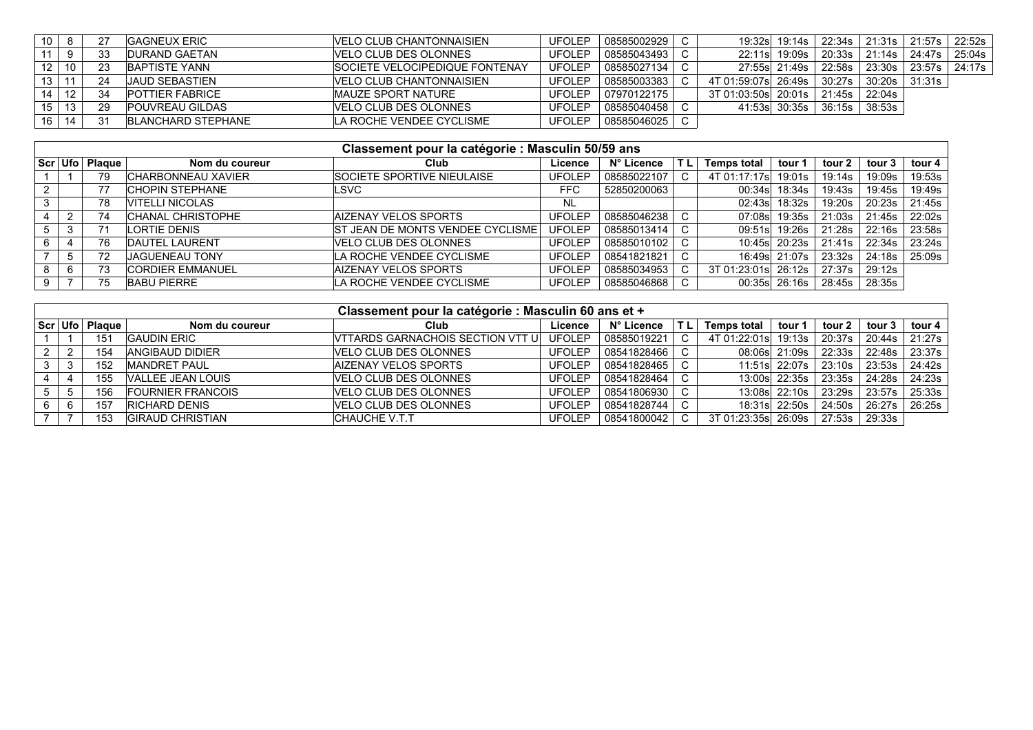| | | | | | | | | | | | | | |
|---|---|---|---|---|---|---|---|---|---|---|---|---|---|
| 10 | 8 | 27 | GAGNEUX ERIC | VELO CLUB CHANTONNAISIEN | UFOLEP | 08585002929 | C | 19:32s | 19:14s | 22:34s | 21:31s | 21:57s | 22:52s |
| 11 | 9 | 33 | DURAND GAETAN | VELO CLUB DES OLONNES | UFOLEP | 08585043493 | C | 22:11s | 19:09s | 20:33s | 21:14s | 24:47s | 25:04s |
| 12 | 10 | 23 | BAPTISTE YANN | SOCIETE VELOCIPEDIQUE FONTENAY | UFOLEP | 08585027134 | C | 27:55s | 21:49s | 22:58s | 23:30s | 23:57s | 24:17s |
| 13 | 11 | 24 | JAUD SEBASTIEN | VELO CLUB CHANTONNAISIEN | UFOLEP | 08585003383 | C | 4T 01:59:07s | 26:49s | 30:27s | 30:20s | 31:31s | |
| 14 | 12 | 34 | POTTIER FABRICE | MAUZE SPORT NATURE | UFOLEP | 07970122175 | | 3T 01:03:50s | 20:01s | 21:45s | 22:04s | | |
| 15 | 13 | 29 | POUVREAU GILDAS | VELO CLUB DES OLONNES | UFOLEP | 08585040458 | C | 41:53s | 30:35s | 36:15s | 38:53s | | |
| 16 | 14 | 31 | BLANCHARD STEPHANE | LA ROCHE VENDEE CYCLISME | UFOLEP | 08585046025 | C | | | | | | |

## Classement pour la catégorie : Masculin 50/59 ans

| Scr | Ufo | Plaque | Nom du coureur | Club | Licence | N° Licence | T L | Temps total | tour 1 | tour 2 | tour 3 | tour 4 |
|---|---|---|---|---|---|---|---|---|---|---|---|---|
| 1 | 1 | 79 | CHARBONNEAU XAVIER | SOCIETE SPORTIVE NIEULAISE | UFOLEP | 08585022107 | C | 4T 01:17:17s | 19:01s | 19:14s | 19:09s | 19:53s |
| 2 | | 77 | CHOPIN STEPHANE | LSVC | FFC | 52850200063 | | 00:34s | 18:34s | 19:43s | 19:45s | 19:49s |
| 3 | | 78 | VITELLI NICOLAS | | NL | | | 02:43s | 18:32s | 19:20s | 20:23s | 21:45s |
| 4 | 2 | 74 | CHANAL CHRISTOPHE | AIZENAY VELOS SPORTS | UFOLEP | 08585046238 | C | 07:08s | 19:35s | 21:03s | 21:45s | 22:02s |
| 5 | 3 | 71 | LORTIE DENIS | ST JEAN DE MONTS VENDEE CYCLISME | UFOLEP | 08585013414 | C | 09:51s | 19:26s | 21:28s | 22:16s | 23:58s |
| 6 | 4 | 76 | DAUTEL LAURENT | VELO CLUB DES OLONNES | UFOLEP | 08585010102 | C | 10:45s | 20:23s | 21:41s | 22:34s | 23:24s |
| 7 | 5 | 72 | JAGUENEAU TONY | LA ROCHE VENDEE CYCLISME | UFOLEP | 08541821821 | C | 16:49s | 21:07s | 23:32s | 24:18s | 25:09s |
| 8 | 6 | 73 | CORDIER EMMANUEL | AIZENAY VELOS SPORTS | UFOLEP | 08585034953 | C | 3T 01:23:01s | 26:12s | 27:37s | 29:12s | |
| 9 | 7 | 75 | BABU PIERRE | LA ROCHE VENDEE CYCLISME | UFOLEP | 08585046868 | C | 00:35s | 26:16s | 28:45s | 28:35s | |

## Classement pour la catégorie : Masculin 60 ans et +

| Scr | Ufo | Plaque | Nom du coureur | Club | Licence | N° Licence | T L | Temps total | tour 1 | tour 2 | tour 3 | tour 4 |
|---|---|---|---|---|---|---|---|---|---|---|---|---|
| 1 | 1 | 151 | GAUDIN ERIC | VTTARDS GARNACHOIS SECTION VTT U | UFOLEP | 08585019221 | C | 4T 01:22:01s | 19:13s | 20:37s | 20:44s | 21:27s |
| 2 | 2 | 154 | ANGIBAUD DIDIER | VELO CLUB DES OLONNES | UFOLEP | 08541828466 | C | 08:06s | 21:09s | 22:33s | 22:48s | 23:37s |
| 3 | 3 | 152 | MANDRET PAUL | AIZENAY VELOS SPORTS | UFOLEP | 08541828465 | C | 11:51s | 22:07s | 23:10s | 23:53s | 24:42s |
| 4 | 4 | 155 | VALLEE JEAN LOUIS | VELO CLUB DES OLONNES | UFOLEP | 08541828464 | C | 13:00s | 22:35s | 23:35s | 24:28s | 24:23s |
| 5 | 5 | 156 | FOURNIER FRANCOIS | VELO CLUB DES OLONNES | UFOLEP | 08541806930 | C | 13:08s | 22:10s | 23:29s | 23:57s | 25:33s |
| 6 | 6 | 157 | RICHARD DENIS | VELO CLUB DES OLONNES | UFOLEP | 08541828744 | C | 18:31s | 22:50s | 24:50s | 26:27s | 26:25s |
| 7 | 7 | 153 | GIRAUD CHRISTIAN | CHAUCHE V.T.T | UFOLEP | 08541800042 | C | 3T 01:23:35s | 26:09s | 27:53s | 29:33s | |